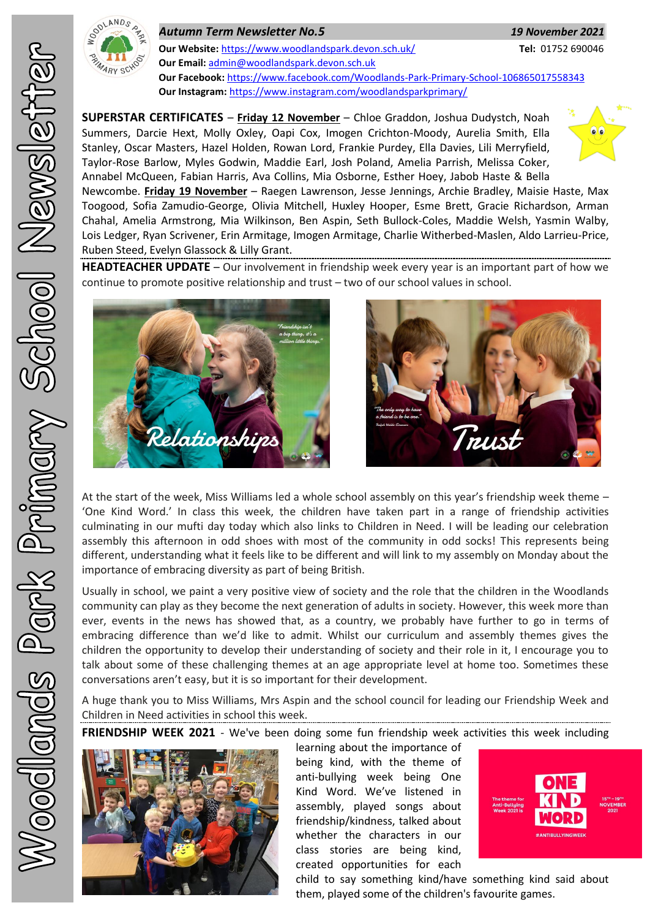# Woodlands Park Primary School Newsletter

***Autum Term Newsletter No.5*** — ***19 November 2021***

**Our Website:** https://www.woodlandspark.devon.sch.uk/ **Tel:** 01752 690046
**Our Email:** admin@woodlandspark.devon.sch.uk
**Our Facebook:** https://www.facebook.com/Woodlands-Park-Primary-School-106865017558343
**Our Instagram:** https://www.instagram.com/woodlandsparkprimary/

**SUPERSTAR CERTIFICATES** – **Friday 12 November** – Chloe Graddon, Joshua Dudystch, Noah Summers, Darcie Hext, Molly Oxley, Oapi Cox, Imogen Crichton-Moody, Aurelia Smith, Ella Stanley, Oscar Masters, Hazel Holden, Rowan Lord, Frankie Purdey, Ella Davies, Lili Merryfield, Taylor-Rose Barlow, Myles Godwin, Maddie Earl, Josh Poland, Amelia Parrish, Melissa Coker, Annabel McQueen, Fabian Harris, Ava Collins, Mia Osborne, Esther Hoey, Jabob Haste & Bella Newcombe. **Friday 19 November** – Raegen Lawrenson, Jesse Jennings, Archie Bradley, Maisie Haste, Max Toogood, Sofia Zamudio-George, Olivia Mitchell, Huxley Hooper, Esme Brett, Gracie Richardson, Arman Chahal, Amelia Armstrong, Mia Wilkinson, Ben Aspin, Seth Bullock-Coles, Maddie Welsh, Yasmin Walby, Lois Ledger, Ryan Scrivener, Erin Armitage, Imogen Armitage, Charlie Witherbed-Maslen, Aldo Larrieu-Price, Ruben Steed, Evelyn Glassock & Lilly Grant.

**HEADTEACHER UPDATE** – Our involvement in friendship week every year is an important part of how we continue to promote positive relationship and trust – two of our school values in school.

At the start of the week, Miss Williams led a whole school assembly on this year's friendship week theme – 'One Kind Word.' In class this week, the children have taken part in a range of friendship activities culminating in our mufti day today which also links to Children in Need. I will be leading our celebration assembly this afternoon in odd shoes with most of the community in odd socks! This represents being different, understanding what it feels like to be different and will link to my assembly on Monday about the importance of embracing diversity as part of being British.

Usually in school, we paint a very positive view of society and the role that the children in the Woodlands community can play as they become the next generation of adults in society. However, this week more than ever, events in the news has showed that, as a country, we probably have further to go in terms of embracing difference than we'd like to admit. Whilst our curriculum and assembly themes gives the children the opportunity to develop their understanding of society and their role in it, I encourage you to talk about some of these challenging themes at an age appropriate level at home too. Sometimes these conversations aren't easy, but it is so important for their development.

A huge thank you to Miss Williams, Mrs Aspin and the school council for leading our Friendship Week and Children in Need activities in school this week.

**FRIENDSHIP WEEK 2021** - We've been doing some fun friendship week activities this week including learning about the importance of being kind, with the theme of anti-bullying week being One Kind Word. We've listened in assembly, played songs about friendship/kindness, talked about whether the characters in our class stories are being kind, created opportunities for each child to say something kind/have something kind said about them, played some of the children's favourite games.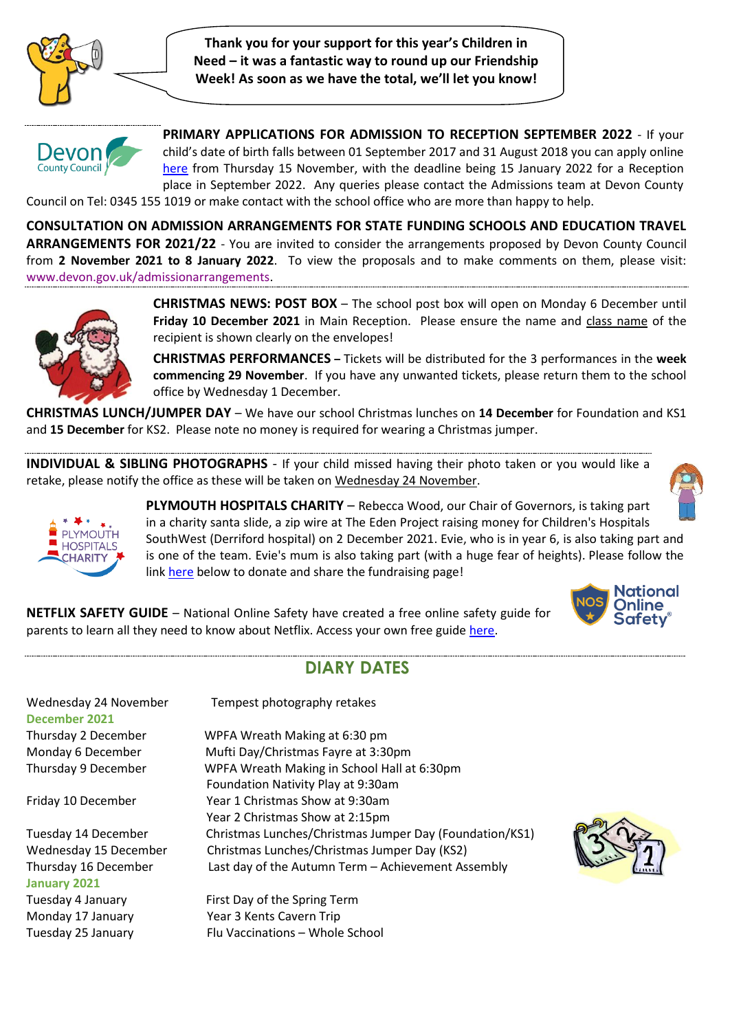**Thank you for your support for this year's Children in Need – it was a fantastic way to round up our Friendship Week! As soon as we have the total, we'll let you know!**

**PRIMARY APPLICATIONS FOR ADMISSION TO RECEPTION SEPTEMBER 2022** - If your child's date of birth falls between 01 September 2017 and 31 August 2018 you can apply online here from Thursday 15 November, with the deadline being 15 January 2022 for a Reception place in September 2022. Any queries please contact the Admissions team at Devon County Council on Tel: 0345 155 1019 or make contact with the school office who are more than happy to help.

**CONSULTATION ON ADMISSION ARRANGEMENTS FOR STATE FUNDING SCHOOLS AND EDUCATION TRAVEL ARRANGEMENTS FOR 2021/22** - You are invited to consider the arrangements proposed by Devon County Council from **2 November 2021 to 8 January 2022**. To view the proposals and to make comments on them, please visit: www.devon.gov.uk/admissionarrangements.

**CHRISTMAS NEWS: POST BOX** – The school post box will open on Monday 6 December until **Friday 10 December 2021** in Main Reception. Please ensure the name and class name of the recipient is shown clearly on the envelopes!

**CHRISTMAS PERFORMANCES –** Tickets will be distributed for the 3 performances in the **week commencing 29 November**. If you have any unwanted tickets, please return them to the school office by Wednesday 1 December.

**CHRISTMAS LUNCH/JUMPER DAY** – We have our school Christmas lunches on **14 December** for Foundation and KS1 and **15 December** for KS2. Please note no money is required for wearing a Christmas jumper.

**INDIVIDUAL & SIBLING PHOTOGRAPHS** - If your child missed having their photo taken or you would like a retake, please notify the office as these will be taken on Wednesday 24 November.

**PLYMOUTH HOSPITALS CHARITY** – Rebecca Wood, our Chair of Governors, is taking part in a charity santa slide, a zip wire at The Eden Project raising money for Children's Hospitals SouthWest (Derriford hospital) on 2 December 2021. Evie, who is in year 6, is also taking part and is one of the team. Evie's mum is also taking part (with a huge fear of heights). Please follow the link here below to donate and share the fundraising page!

**NETFLIX SAFETY GUIDE** – National Online Safety have created a free online safety guide for parents to learn all they need to know about Netflix. Access your own free guide here.

## DIARY DATES

| | |
|---|---|
| Wednesday 24 November | Tempest photography retakes |
| **December 2021** | |
| Thursday 2 December | WPFA Wreath Making at 6:30 pm |
| Monday 6 December | Mufti Day/Christmas Fayre at 3:30pm |
| Thursday 9 December | WPFA Wreath Making in School Hall at 6:30pm |
| | Foundation Nativity Play at 9:30am |
| Friday 10 December | Year 1 Christmas Show at 9:30am |
| | Year 2 Christmas Show at 2:15pm |
| Tuesday 14 December | Christmas Lunches/Christmas Jumper Day (Foundation/KS1) |
| Wednesday 15 December | Christmas Lunches/Christmas Jumper Day (KS2) |
| Thursday 16 December | Last day of the Autumn Term – Achievement Assembly |
| **January 2021** | |
| Tuesday 4 January | First Day of the Spring Term |
| Monday 17 January | Year 3 Kents Cavern Trip |
| Tuesday 25 January | Flu Vaccinations – Whole School |